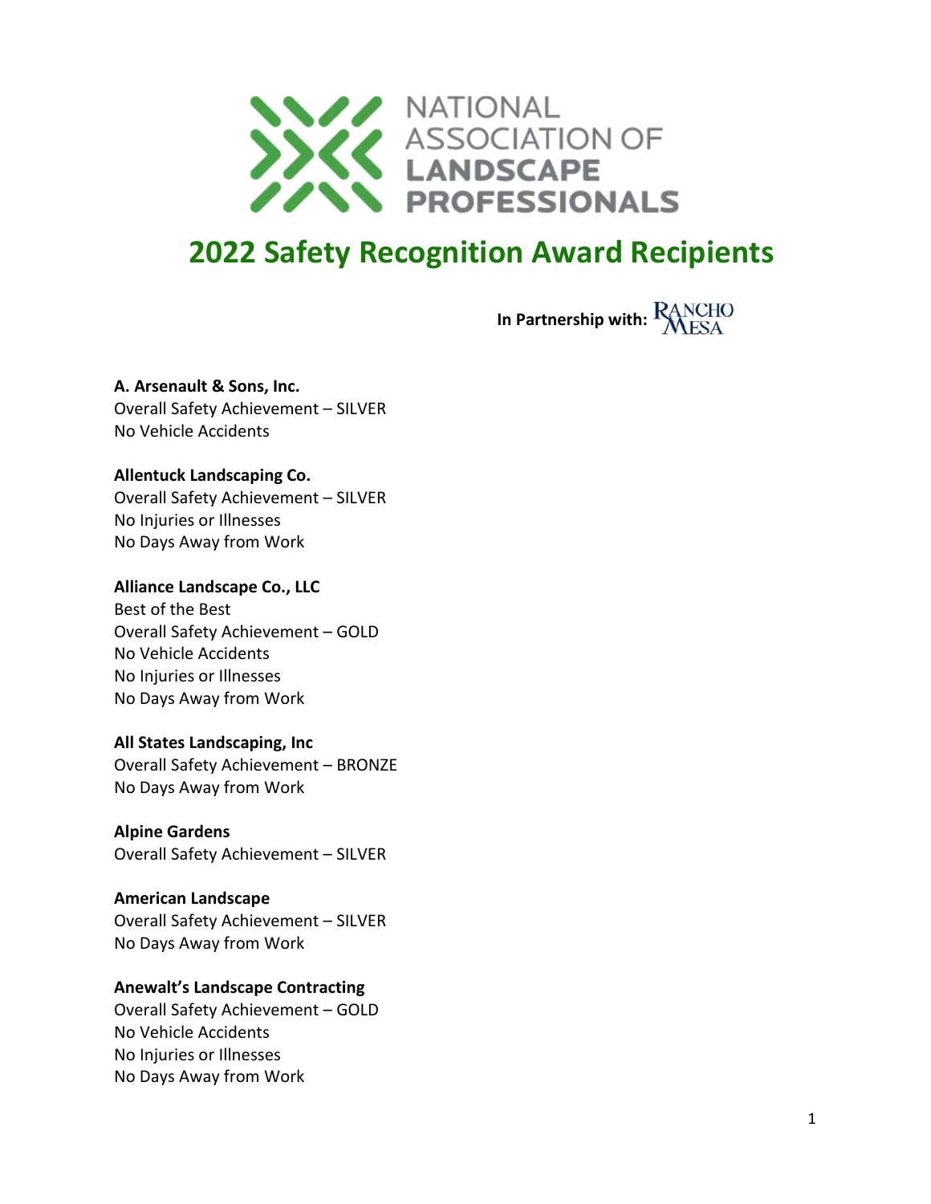NATIONAL ASSOCIATION OF LANDSCAPE PROFESSIONALS

# 2022 Safety Recognition Award Recipients

**In Partnership with:** RANCHO MESA

**A. Arsenault & Sons, Inc.**
Overall Safety Achievement – SILVER
No Vehicle Accidents

**Allentuck Landscaping Co.**
Overall Safety Achievement – SILVER
No Injuries or Illnesses
No Days Away from Work

**Alliance Landscape Co., LLC**
Best of the Best
Overall Safety Achievement – GOLD
No Vehicle Accidents
No Injuries or Illnesses
No Days Away from Work

**All States Landscaping, Inc**
Overall Safety Achievement – BRONZE
No Days Away from Work

**Alpine Gardens**
Overall Safety Achievement – SILVER

**American Landscape**
Overall Safety Achievement – SILVER
No Days Away from Work

**Anewalt's Landscape Contracting**
Overall Safety Achievement – GOLD
No Vehicle Accidents
No Injuries or Illnesses
No Days Away from Work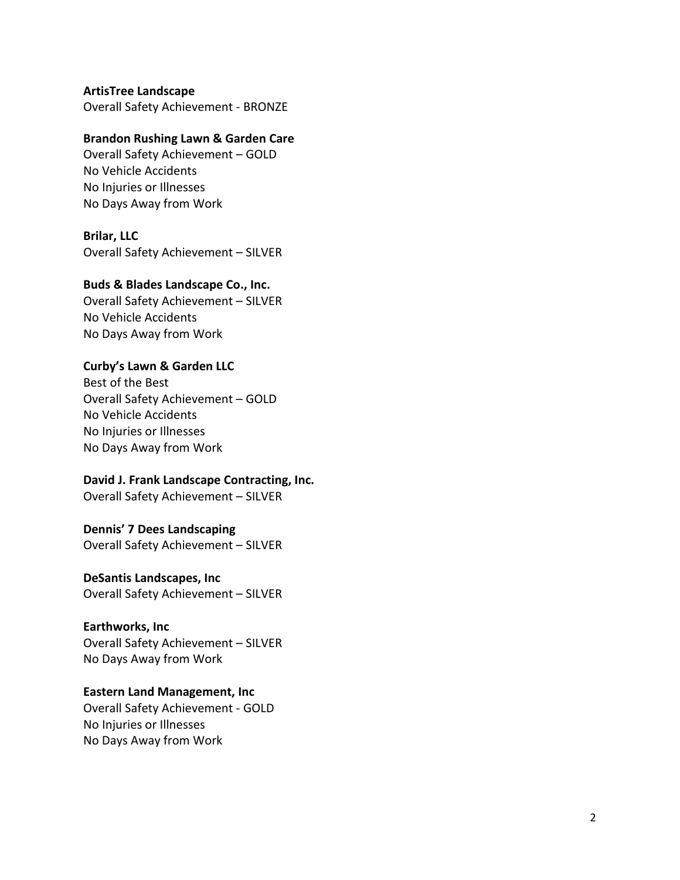**ArtisTree Landscape**
Overall Safety Achievement - BRONZE

**Brandon Rushing Lawn & Garden Care**
Overall Safety Achievement – GOLD
No Vehicle Accidents
No Injuries or Illnesses
No Days Away from Work

**Brilar, LLC**
Overall Safety Achievement – SILVER

**Buds & Blades Landscape Co., Inc.**
Overall Safety Achievement – SILVER
No Vehicle Accidents
No Days Away from Work

**Curby's Lawn & Garden LLC**
Best of the Best
Overall Safety Achievement – GOLD
No Vehicle Accidents
No Injuries or Illnesses
No Days Away from Work

**David J. Frank Landscape Contracting, Inc.**
Overall Safety Achievement – SILVER

**Dennis' 7 Dees Landscaping**
Overall Safety Achievement – SILVER

**DeSantis Landscapes, Inc**
Overall Safety Achievement – SILVER

**Earthworks, Inc**
Overall Safety Achievement – SILVER
No Days Away from Work

**Eastern Land Management, Inc**
Overall Safety Achievement - GOLD
No Injuries or Illnesses
No Days Away from Work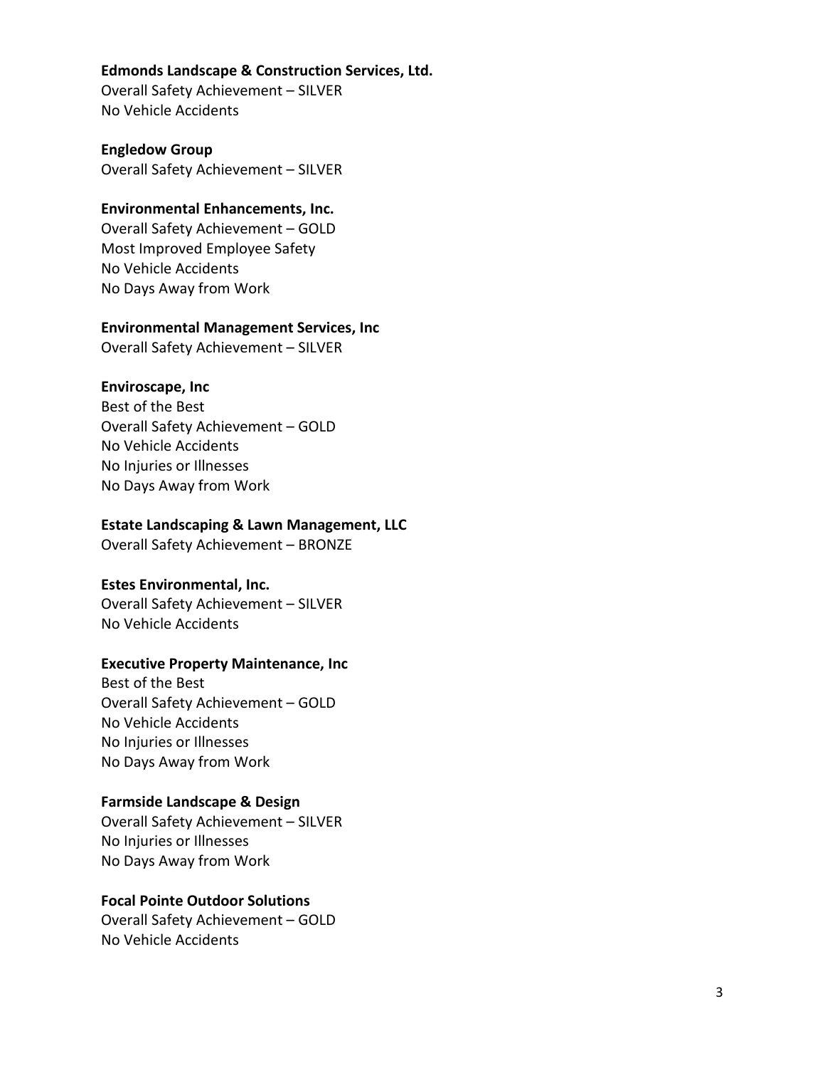**Edmonds Landscape & Construction Services, Ltd.**
Overall Safety Achievement – SILVER
No Vehicle Accidents

**Engledow Group**
Overall Safety Achievement – SILVER

**Environmental Enhancements, Inc.**
Overall Safety Achievement – GOLD
Most Improved Employee Safety
No Vehicle Accidents
No Days Away from Work

**Environmental Management Services, Inc**
Overall Safety Achievement – SILVER

**Enviroscape, Inc**
Best of the Best
Overall Safety Achievement – GOLD
No Vehicle Accidents
No Injuries or Illnesses
No Days Away from Work

**Estate Landscaping & Lawn Management, LLC**
Overall Safety Achievement – BRONZE

**Estes Environmental, Inc.**
Overall Safety Achievement – SILVER
No Vehicle Accidents

**Executive Property Maintenance, Inc**
Best of the Best
Overall Safety Achievement – GOLD
No Vehicle Accidents
No Injuries or Illnesses
No Days Away from Work

**Farmside Landscape & Design**
Overall Safety Achievement – SILVER
No Injuries or Illnesses
No Days Away from Work

**Focal Pointe Outdoor Solutions**
Overall Safety Achievement – GOLD
No Vehicle Accidents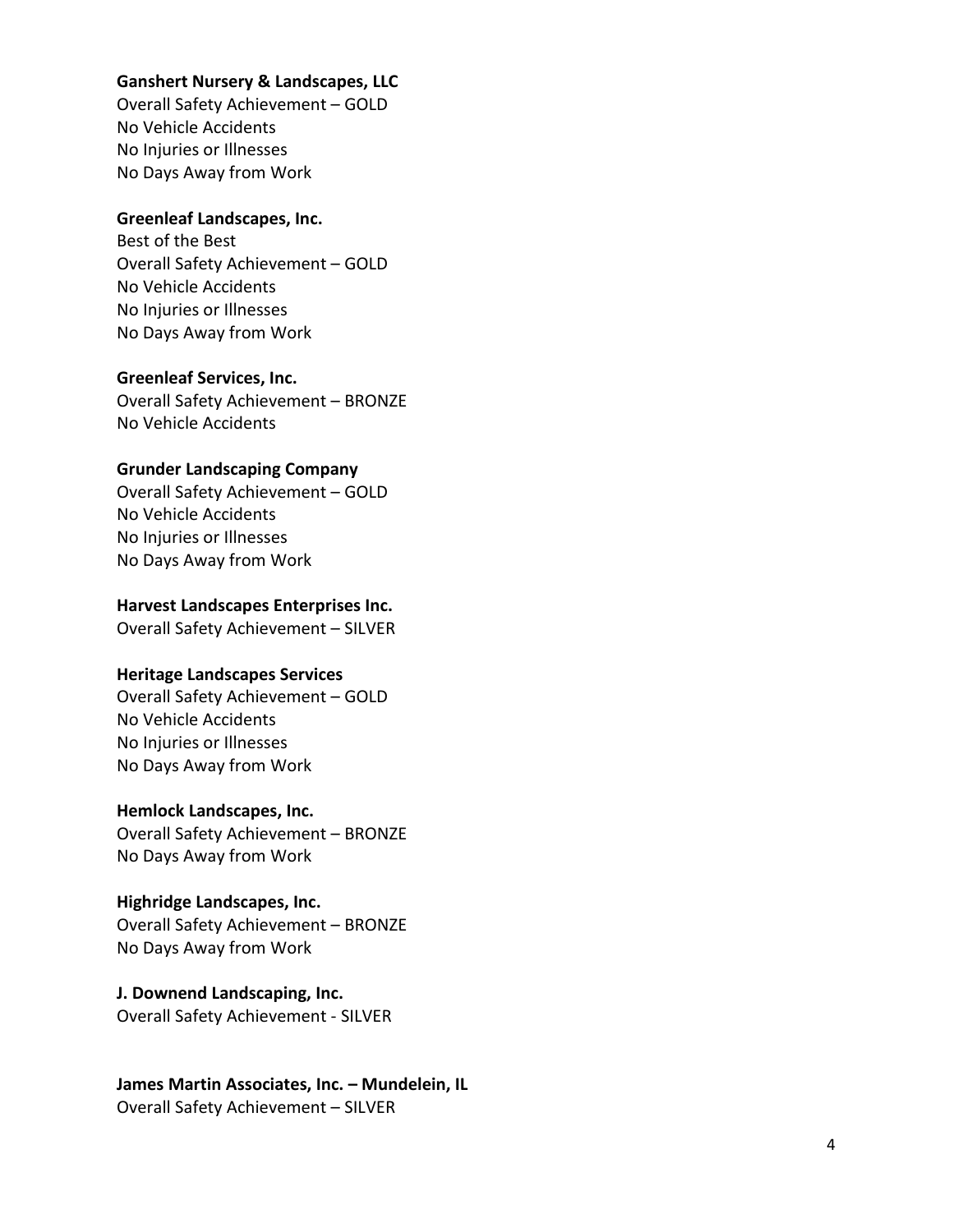**Ganshert Nursery & Landscapes, LLC**
Overall Safety Achievement – GOLD
No Vehicle Accidents
No Injuries or Illnesses
No Days Away from Work

**Greenleaf Landscapes, Inc.**
Best of the Best
Overall Safety Achievement – GOLD
No Vehicle Accidents
No Injuries or Illnesses
No Days Away from Work

**Greenleaf Services, Inc.**
Overall Safety Achievement – BRONZE
No Vehicle Accidents

**Grunder Landscaping Company**
Overall Safety Achievement – GOLD
No Vehicle Accidents
No Injuries or Illnesses
No Days Away from Work

**Harvest Landscapes Enterprises Inc.**
Overall Safety Achievement – SILVER

**Heritage Landscapes Services**
Overall Safety Achievement – GOLD
No Vehicle Accidents
No Injuries or Illnesses
No Days Away from Work

**Hemlock Landscapes, Inc.**
Overall Safety Achievement – BRONZE
No Days Away from Work

**Highridge Landscapes, Inc.**
Overall Safety Achievement – BRONZE
No Days Away from Work

**J. Downend Landscaping, Inc.**
Overall Safety Achievement - SILVER

**James Martin Associates, Inc. – Mundelein, IL**
Overall Safety Achievement – SILVER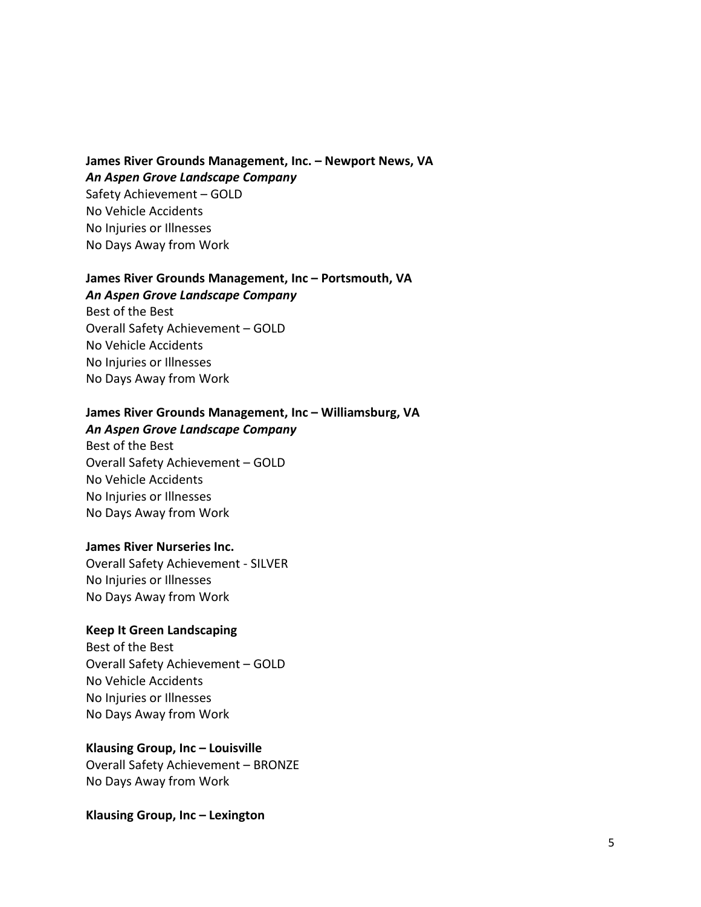**James River Grounds Management, Inc. – Newport News, VA**
***An Aspen Grove Landscape Company***
Safety Achievement – GOLD
No Vehicle Accidents
No Injuries or Illnesses
No Days Away from Work

**James River Grounds Management, Inc – Portsmouth, VA**
***An Aspen Grove Landscape Company***
Best of the Best
Overall Safety Achievement – GOLD
No Vehicle Accidents
No Injuries or Illnesses
No Days Away from Work

**James River Grounds Management, Inc – Williamsburg, VA**
***An Aspen Grove Landscape Company***
Best of the Best
Overall Safety Achievement – GOLD
No Vehicle Accidents
No Injuries or Illnesses
No Days Away from Work

**James River Nurseries Inc.**
Overall Safety Achievement - SILVER
No Injuries or Illnesses
No Days Away from Work

**Keep It Green Landscaping**
Best of the Best
Overall Safety Achievement – GOLD
No Vehicle Accidents
No Injuries or Illnesses
No Days Away from Work

**Klausing Group, Inc – Louisville**
Overall Safety Achievement – BRONZE
No Days Away from Work

**Klausing Group, Inc – Lexington**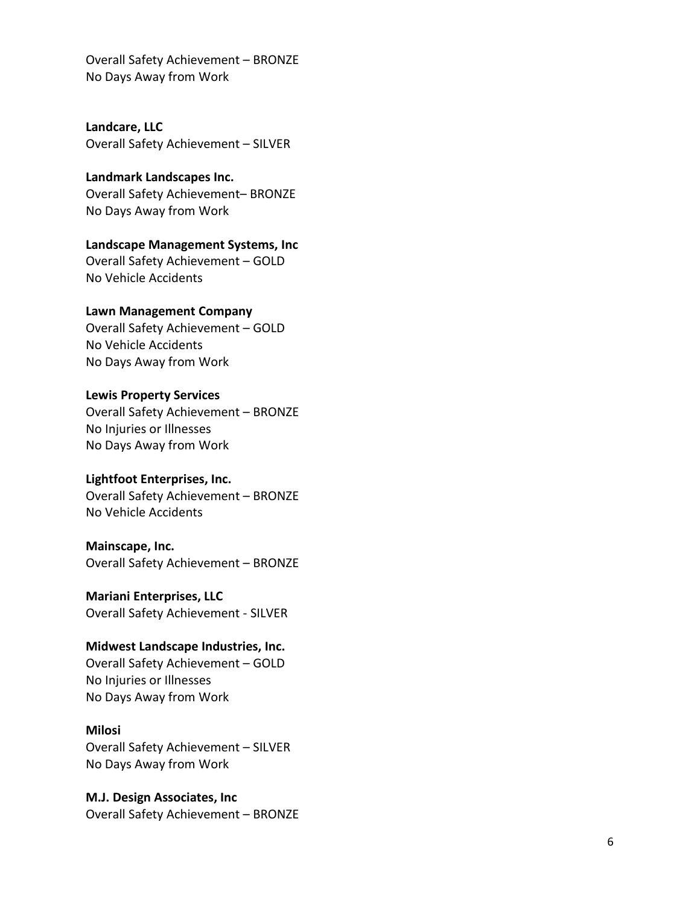Overall Safety Achievement – BRONZE
No Days Away from Work

**Landcare, LLC**
Overall Safety Achievement – SILVER

**Landmark Landscapes Inc.**
Overall Safety Achievement– BRONZE
No Days Away from Work

**Landscape Management Systems, Inc**
Overall Safety Achievement – GOLD
No Vehicle Accidents

**Lawn Management Company**
Overall Safety Achievement – GOLD
No Vehicle Accidents
No Days Away from Work

**Lewis Property Services**
Overall Safety Achievement – BRONZE
No Injuries or Illnesses
No Days Away from Work

**Lightfoot Enterprises, Inc.**
Overall Safety Achievement – BRONZE
No Vehicle Accidents

**Mainscape, Inc.**
Overall Safety Achievement – BRONZE

**Mariani Enterprises, LLC**
Overall Safety Achievement - SILVER

**Midwest Landscape Industries, Inc.**
Overall Safety Achievement – GOLD
No Injuries or Illnesses
No Days Away from Work

**Milosi**
Overall Safety Achievement – SILVER
No Days Away from Work

**M.J. Design Associates, Inc**
Overall Safety Achievement – BRONZE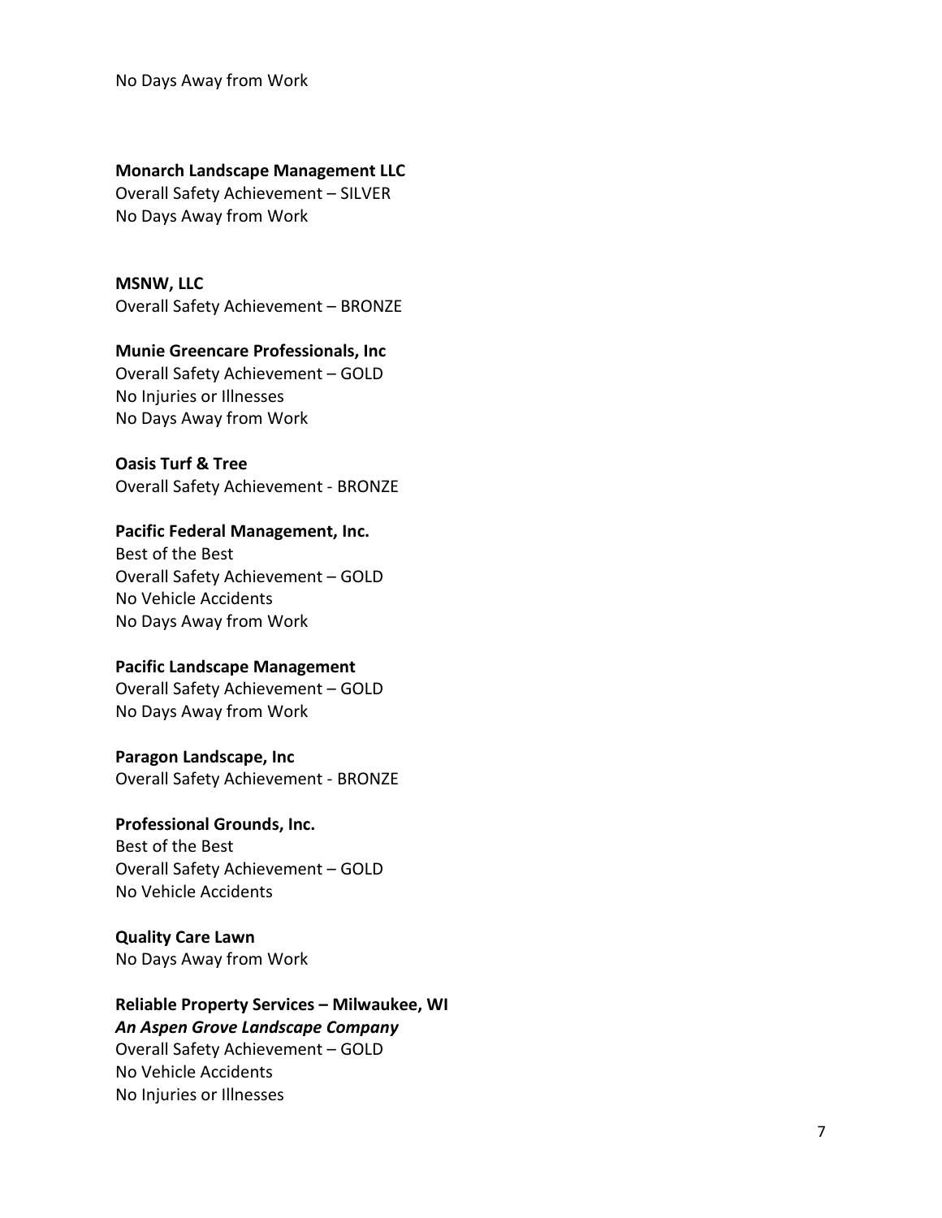No Days Away from Work

**Monarch Landscape Management LLC**
Overall Safety Achievement – SILVER
No Days Away from Work

**MSNW, LLC**
Overall Safety Achievement – BRONZE

**Munie Greencare Professionals, Inc**
Overall Safety Achievement – GOLD
No Injuries or Illnesses
No Days Away from Work

**Oasis Turf & Tree**
Overall Safety Achievement - BRONZE

**Pacific Federal Management, Inc.**
Best of the Best
Overall Safety Achievement – GOLD
No Vehicle Accidents
No Days Away from Work

**Pacific Landscape Management**
Overall Safety Achievement – GOLD
No Days Away from Work

**Paragon Landscape, Inc**
Overall Safety Achievement - BRONZE

**Professional Grounds, Inc.**
Best of the Best
Overall Safety Achievement – GOLD
No Vehicle Accidents

**Quality Care Lawn**
No Days Away from Work

**Reliable Property Services – Milwaukee, WI**
***An Aspen Grove Landscape Company***
Overall Safety Achievement – GOLD
No Vehicle Accidents
No Injuries or Illnesses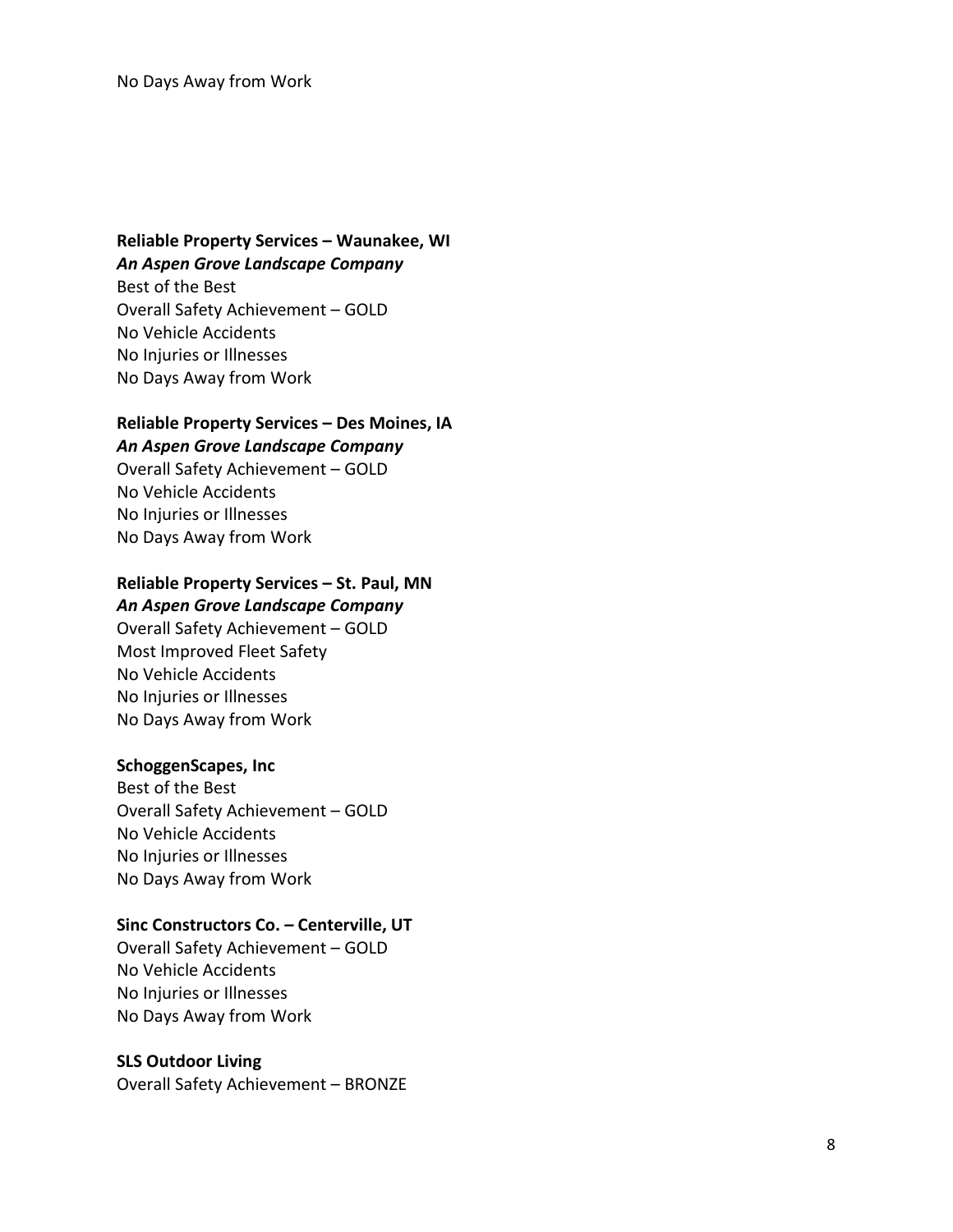No Days Away from Work

**Reliable Property Services – Waunakee, WI**
***An Aspen Grove Landscape Company***
Best of the Best
Overall Safety Achievement – GOLD
No Vehicle Accidents
No Injuries or Illnesses
No Days Away from Work

**Reliable Property Services – Des Moines, IA**
***An Aspen Grove Landscape Company***
Overall Safety Achievement – GOLD
No Vehicle Accidents
No Injuries or Illnesses
No Days Away from Work

**Reliable Property Services – St. Paul, MN**
***An Aspen Grove Landscape Company***
Overall Safety Achievement – GOLD
Most Improved Fleet Safety
No Vehicle Accidents
No Injuries or Illnesses
No Days Away from Work

**SchoggenScapes, Inc**
Best of the Best
Overall Safety Achievement – GOLD
No Vehicle Accidents
No Injuries or Illnesses
No Days Away from Work

**Sinc Constructors Co. – Centerville, UT**
Overall Safety Achievement – GOLD
No Vehicle Accidents
No Injuries or Illnesses
No Days Away from Work

**SLS Outdoor Living**
Overall Safety Achievement – BRONZE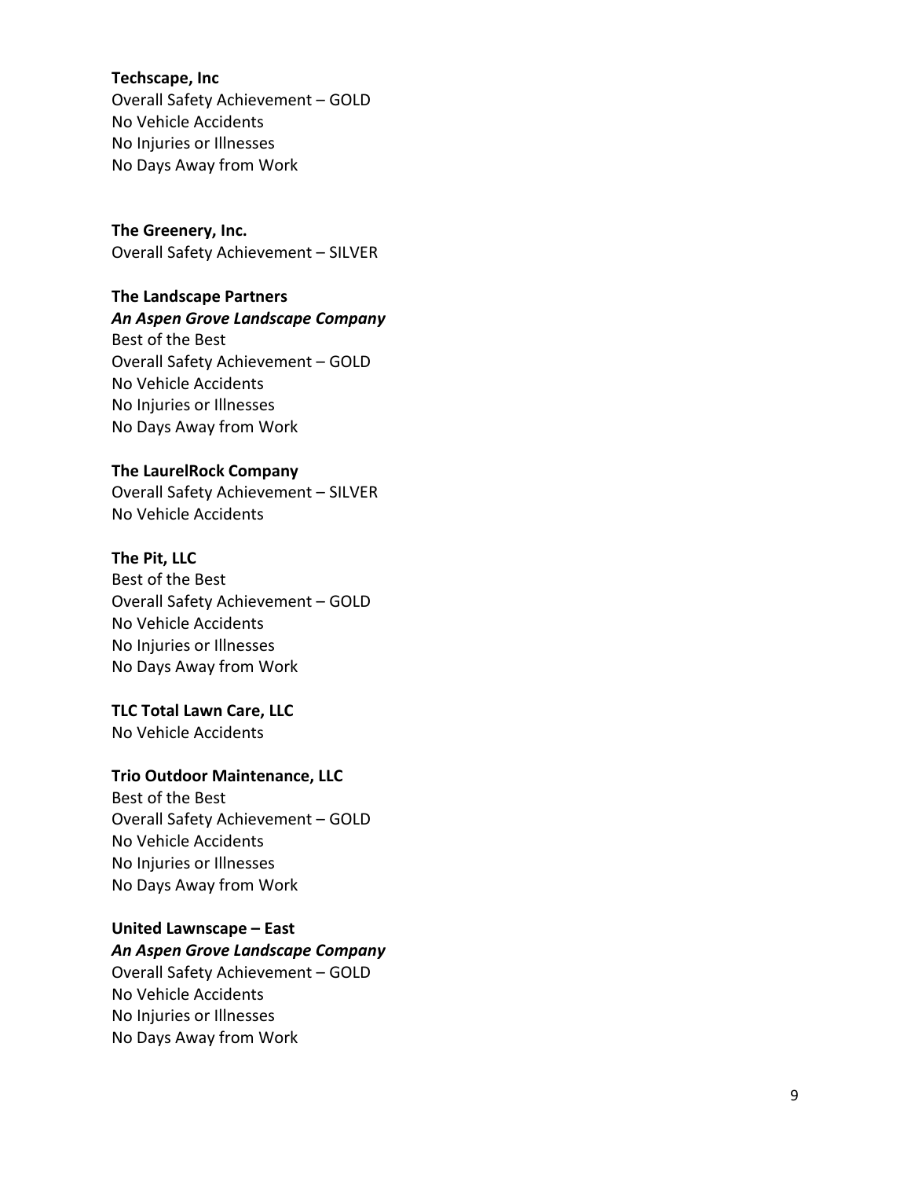**Techscape, Inc**
Overall Safety Achievement – GOLD
No Vehicle Accidents
No Injuries or Illnesses
No Days Away from Work

**The Greenery, Inc.**
Overall Safety Achievement – SILVER

**The Landscape Partners**
***An Aspen Grove Landscape Company***
Best of the Best
Overall Safety Achievement – GOLD
No Vehicle Accidents
No Injuries or Illnesses
No Days Away from Work

**The LaurelRock Company**
Overall Safety Achievement – SILVER
No Vehicle Accidents

**The Pit, LLC**
Best of the Best
Overall Safety Achievement – GOLD
No Vehicle Accidents
No Injuries or Illnesses
No Days Away from Work

**TLC Total Lawn Care, LLC**
No Vehicle Accidents

**Trio Outdoor Maintenance, LLC**
Best of the Best
Overall Safety Achievement – GOLD
No Vehicle Accidents
No Injuries or Illnesses
No Days Away from Work

**United Lawnscape – East**
***An Aspen Grove Landscape Company***
Overall Safety Achievement – GOLD
No Vehicle Accidents
No Injuries or Illnesses
No Days Away from Work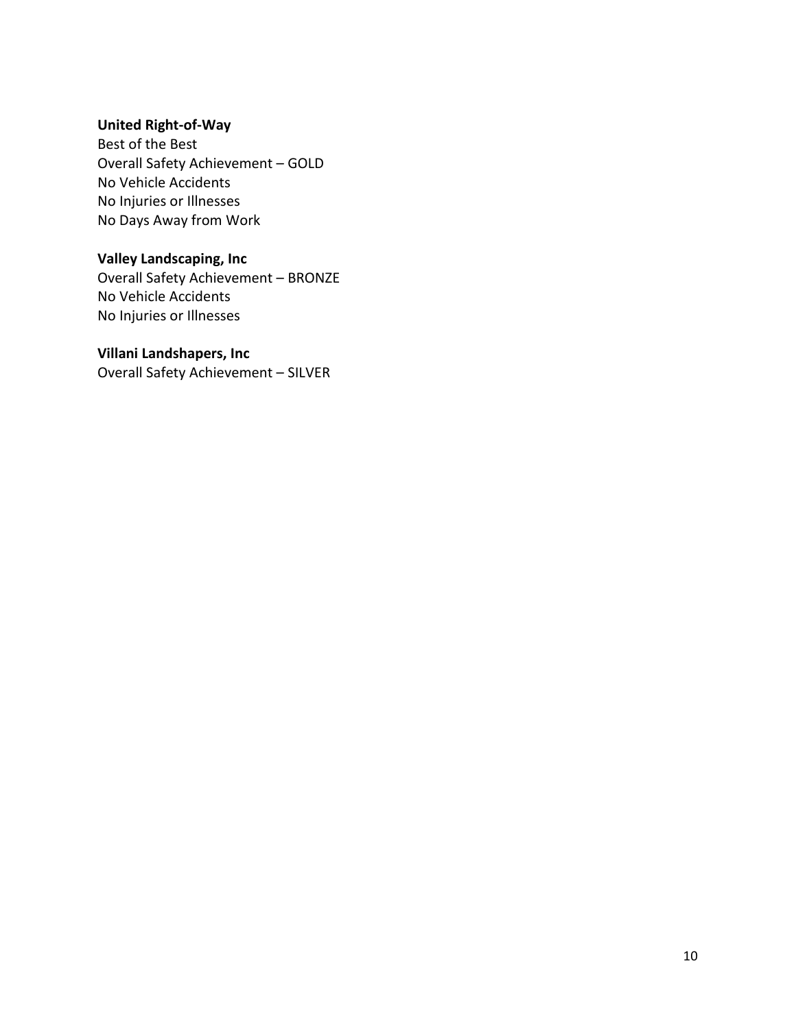**United Right-of-Way**
Best of the Best
Overall Safety Achievement – GOLD
No Vehicle Accidents
No Injuries or Illnesses
No Days Away from Work

**Valley Landscaping, Inc**
Overall Safety Achievement – BRONZE
No Vehicle Accidents
No Injuries or Illnesses

**Villani Landshapers, Inc**
Overall Safety Achievement – SILVER